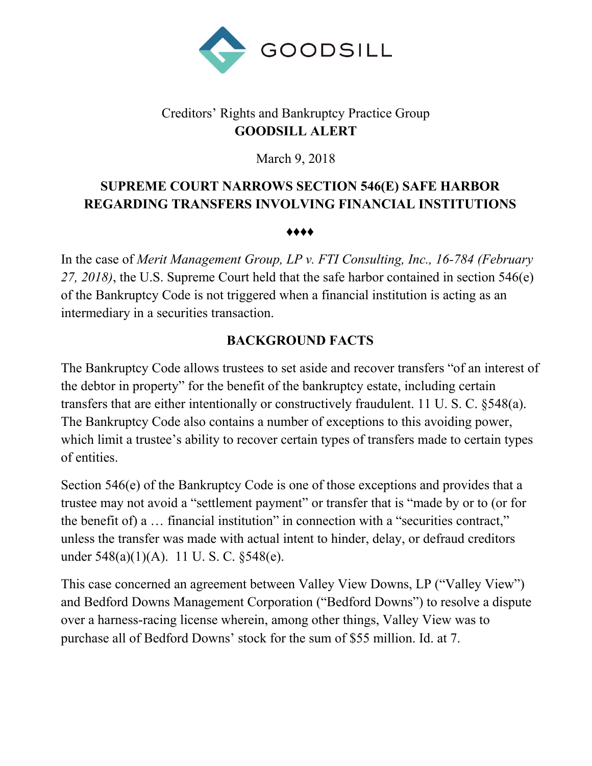GOODSILL

Creditors' Rights and Bankruptcy Practice Group
**GOODSILL ALERT**

March 9, 2018

## SUPREME COURT NARROWS SECTION 546(E) SAFE HARBOR REGARDING TRANSFERS INVOLVING FINANCIAL INSTITUTIONS

♦♦♦♦

In the case of *Merit Management Group, LP v. FTI Consulting, Inc., 16-784 (February 27, 2018)*, the U.S. Supreme Court held that the safe harbor contained in section 546(e) of the Bankruptcy Code is not triggered when a financial institution is acting as an intermediary in a securities transaction.

### BACKGROUND FACTS

The Bankruptcy Code allows trustees to set aside and recover transfers "of an interest of the debtor in property" for the benefit of the bankruptcy estate, including certain transfers that are either intentionally or constructively fraudulent. 11 U. S. C. §548(a). The Bankruptcy Code also contains a number of exceptions to this avoiding power, which limit a trustee's ability to recover certain types of transfers made to certain types of entities.

Section 546(e) of the Bankruptcy Code is one of those exceptions and provides that a trustee may not avoid a "settlement payment" or transfer that is "made by or to (or for the benefit of) a … financial institution" in connection with a "securities contract," unless the transfer was made with actual intent to hinder, delay, or defraud creditors under 548(a)(1)(A). 11 U. S. C. §548(e).

This case concerned an agreement between Valley View Downs, LP ("Valley View") and Bedford Downs Management Corporation ("Bedford Downs") to resolve a dispute over a harness-racing license wherein, among other things, Valley View was to purchase all of Bedford Downs' stock for the sum of $55 million. Id. at 7.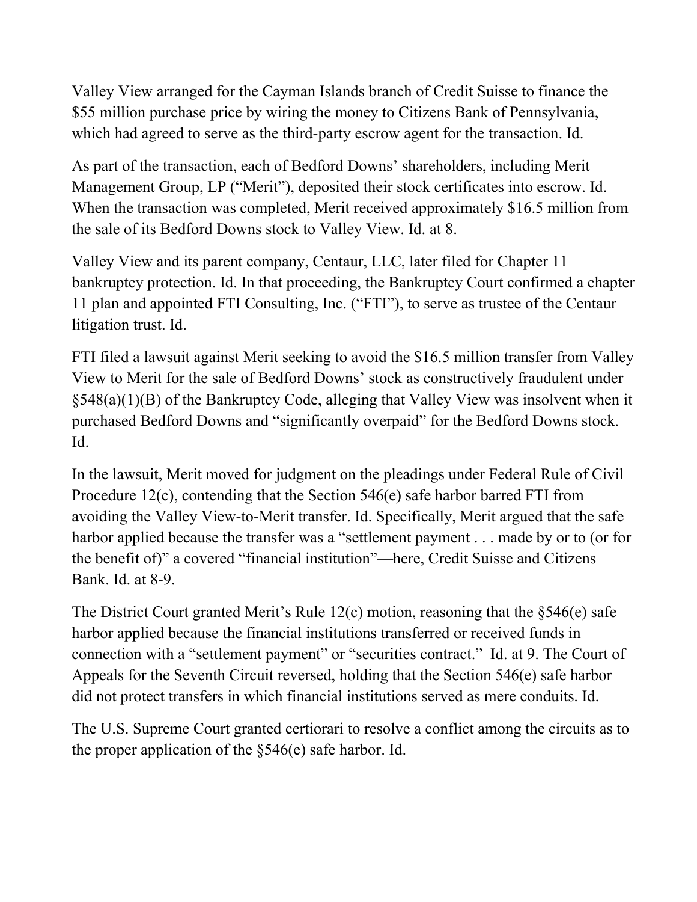Valley View arranged for the Cayman Islands branch of Credit Suisse to finance the $55 million purchase price by wiring the money to Citizens Bank of Pennsylvania, which had agreed to serve as the third-party escrow agent for the transaction. Id.

As part of the transaction, each of Bedford Downs' shareholders, including Merit Management Group, LP ("Merit"), deposited their stock certificates into escrow. Id. When the transaction was completed, Merit received approximately $16.5 million from the sale of its Bedford Downs stock to Valley View. Id. at 8.

Valley View and its parent company, Centaur, LLC, later filed for Chapter 11 bankruptcy protection. Id. In that proceeding, the Bankruptcy Court confirmed a chapter 11 plan and appointed FTI Consulting, Inc. ("FTI"), to serve as trustee of the Centaur litigation trust. Id.

FTI filed a lawsuit against Merit seeking to avoid the $16.5 million transfer from Valley View to Merit for the sale of Bedford Downs' stock as constructively fraudulent under §548(a)(1)(B) of the Bankruptcy Code, alleging that Valley View was insolvent when it purchased Bedford Downs and "significantly overpaid" for the Bedford Downs stock. Id.

In the lawsuit, Merit moved for judgment on the pleadings under Federal Rule of Civil Procedure 12(c), contending that the Section 546(e) safe harbor barred FTI from avoiding the Valley View-to-Merit transfer. Id. Specifically, Merit argued that the safe harbor applied because the transfer was a "settlement payment . . . made by or to (or for the benefit of)" a covered "financial institution"—here, Credit Suisse and Citizens Bank. Id. at 8-9.

The District Court granted Merit's Rule 12(c) motion, reasoning that the §546(e) safe harbor applied because the financial institutions transferred or received funds in connection with a "settlement payment" or "securities contract." Id. at 9. The Court of Appeals for the Seventh Circuit reversed, holding that the Section 546(e) safe harbor did not protect transfers in which financial institutions served as mere conduits. Id.

The U.S. Supreme Court granted certiorari to resolve a conflict among the circuits as to the proper application of the §546(e) safe harbor. Id.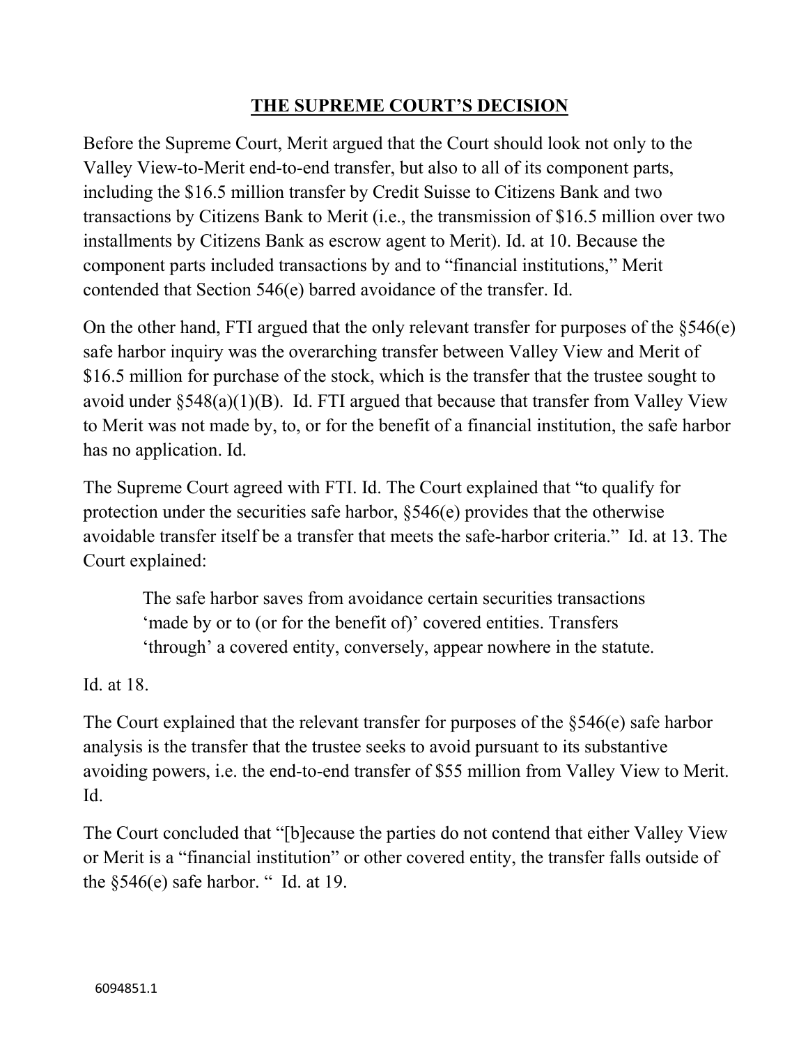## THE SUPREME COURT'S DECISION

Before the Supreme Court, Merit argued that the Court should look not only to the Valley View-to-Merit end-to-end transfer, but also to all of its component parts, including the $16.5 million transfer by Credit Suisse to Citizens Bank and two transactions by Citizens Bank to Merit (i.e., the transmission of $16.5 million over two installments by Citizens Bank as escrow agent to Merit). Id. at 10. Because the component parts included transactions by and to "financial institutions," Merit contended that Section 546(e) barred avoidance of the transfer. Id.

On the other hand, FTI argued that the only relevant transfer for purposes of the §546(e) safe harbor inquiry was the overarching transfer between Valley View and Merit of $16.5 million for purchase of the stock, which is the transfer that the trustee sought to avoid under §548(a)(1)(B). Id. FTI argued that because that transfer from Valley View to Merit was not made by, to, or for the benefit of a financial institution, the safe harbor has no application. Id.

The Supreme Court agreed with FTI. Id. The Court explained that "to qualify for protection under the securities safe harbor, §546(e) provides that the otherwise avoidable transfer itself be a transfer that meets the safe-harbor criteria." Id. at 13. The Court explained:

> The safe harbor saves from avoidance certain securities transactions 'made by or to (or for the benefit of)' covered entities. Transfers 'through' a covered entity, conversely, appear nowhere in the statute.

Id. at 18.

The Court explained that the relevant transfer for purposes of the §546(e) safe harbor analysis is the transfer that the trustee seeks to avoid pursuant to its substantive avoiding powers, i.e. the end-to-end transfer of $55 million from Valley View to Merit. Id.

The Court concluded that "[b]ecause the parties do not contend that either Valley View or Merit is a "financial institution" or other covered entity, the transfer falls outside of the §546(e) safe harbor. " Id. at 19.

6094851.1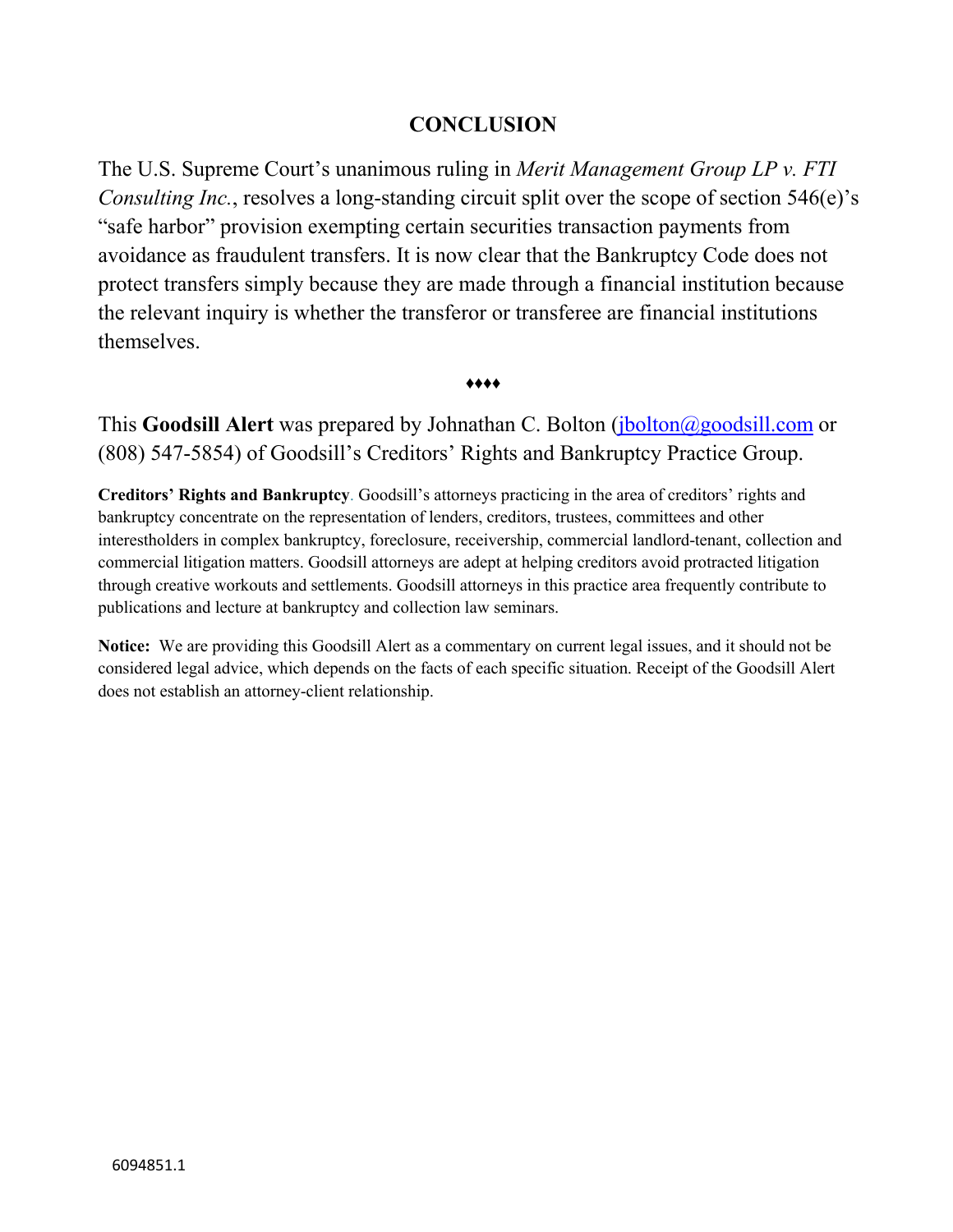## CONCLUSION

The U.S. Supreme Court's unanimous ruling in *Merit Management Group LP v. FTI Consulting Inc.*, resolves a long-standing circuit split over the scope of section 546(e)'s "safe harbor" provision exempting certain securities transaction payments from avoidance as fraudulent transfers. It is now clear that the Bankruptcy Code does not protect transfers simply because they are made through a financial institution because the relevant inquiry is whether the transferor or transferee are financial institutions themselves.

♦♦♦♦

This **Goodsill Alert** was prepared by Johnathan C. Bolton (jbolton@goodsill.com or (808) 547-5854) of Goodsill's Creditors' Rights and Bankruptcy Practice Group.

**Creditors' Rights and Bankruptcy**. Goodsill's attorneys practicing in the area of creditors' rights and bankruptcy concentrate on the representation of lenders, creditors, trustees, committees and other interestholders in complex bankruptcy, foreclosure, receivership, commercial landlord-tenant, collection and commercial litigation matters. Goodsill attorneys are adept at helping creditors avoid protracted litigation through creative workouts and settlements. Goodsill attorneys in this practice area frequently contribute to publications and lecture at bankruptcy and collection law seminars.

**Notice:** We are providing this Goodsill Alert as a commentary on current legal issues, and it should not be considered legal advice, which depends on the facts of each specific situation. Receipt of the Goodsill Alert does not establish an attorney-client relationship.

6094851.1